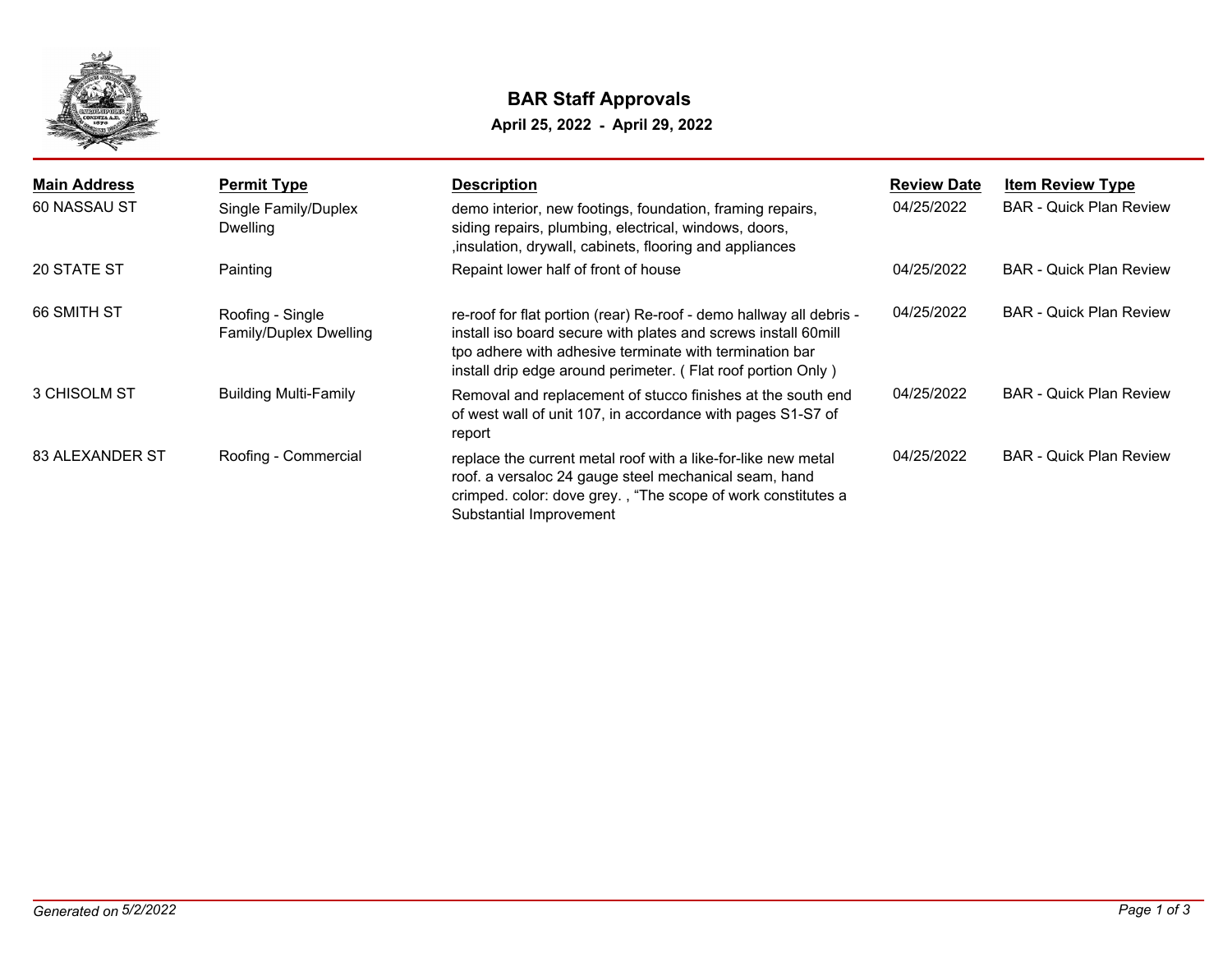# BAR Staff Approvals

**April 25, 2022 - April 29, 2022**

| Main Address | Permit Type | Description | Review Date | Item Review Type |
|---|---|---|---|---|
| 60 NASSAU ST | Single Family/Duplex Dwelling | demo interior, new footings, foundation, framing repairs, siding repairs, plumbing, electrical, windows, doors, ,insulation, drywall, cabinets, flooring and appliances | 04/25/2022 | BAR - Quick Plan Review |
| 20 STATE ST | Painting | Repaint lower half of front of house | 04/25/2022 | BAR - Quick Plan Review |
| 66 SMITH ST | Roofing - Single Family/Duplex Dwelling | re-roof for flat portion (rear) Re-roof - demo hallway all debris - install iso board secure with plates and screws install 60mill tpo adhere with adhesive terminate with termination bar install drip edge around perimeter. ( Flat roof portion Only ) | 04/25/2022 | BAR - Quick Plan Review |
| 3 CHISOLM ST | Building Multi-Family | Removal and replacement of stucco finishes at the south end of west wall of unit 107, in accordance with pages S1-S7 of report | 04/25/2022 | BAR - Quick Plan Review |
| 83 ALEXANDER ST | Roofing - Commercial | replace the current metal roof with a like-for-like new metal roof. a versaloc 24 gauge steel mechanical seam, hand crimped. color: dove grey. , "The scope of work constitutes a Substantial Improvement | 04/25/2022 | BAR - Quick Plan Review |

*Generated on 5/2/2022*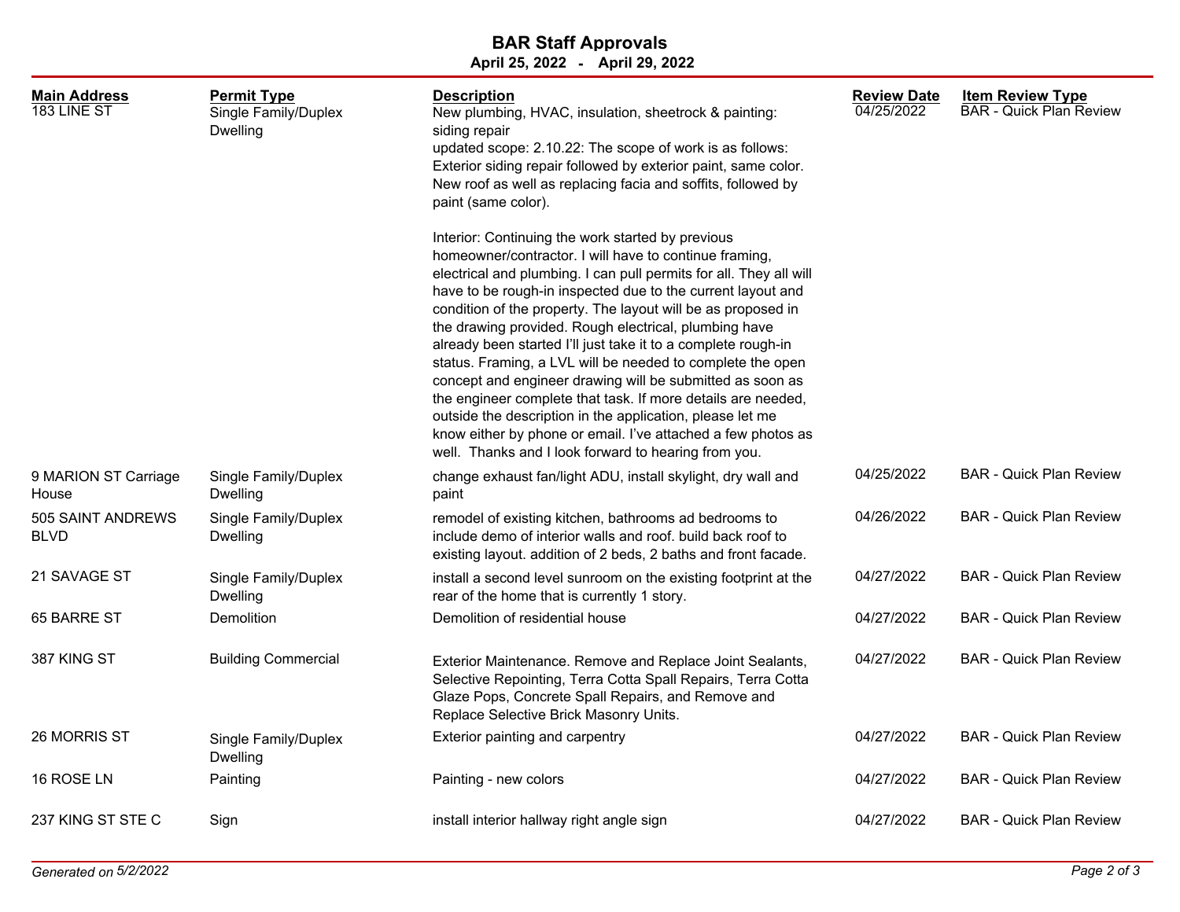## BAR Staff Approvals

**April 25, 2022 - April 29, 2022**

| Main Address | Permit Type | Description | Review Date | Item Review Type |
|---|---|---|---|---|
| 183 LINE ST | Single Family/Duplex Dwelling | New plumbing, HVAC, insulation, sheetrock & painting: siding repair<br>updated scope: 2.10.22: The scope of work is as follows: Exterior siding repair followed by exterior paint, same color. New roof as well as replacing facia and soffits, followed by paint (same color).<br><br>Interior: Continuing the work started by previous homeowner/contractor. I will have to continue framing, electrical and plumbing. I can pull permits for all. They all will have to be rough-in inspected due to the current layout and condition of the property. The layout will be as proposed in the drawing provided. Rough electrical, plumbing have already been started I'll just take it to a complete rough-in status. Framing, a LVL will be needed to complete the open concept and engineer drawing will be submitted as soon as the engineer complete that task. If more details are needed, outside the description in the application, please let me know either by phone or email. I've attached a few photos as well. Thanks and I look forward to hearing from you. | 04/25/2022 | BAR - Quick Plan Review |
| 9 MARION ST Carriage House | Single Family/Duplex Dwelling | change exhaust fan/light ADU, install skylight, dry wall and paint | 04/25/2022 | BAR - Quick Plan Review |
| 505 SAINT ANDREWS BLVD | Single Family/Duplex Dwelling | remodel of existing kitchen, bathrooms ad bedrooms to include demo of interior walls and roof. build back roof to existing layout. addition of 2 beds, 2 baths and front facade. | 04/26/2022 | BAR - Quick Plan Review |
| 21 SAVAGE ST | Single Family/Duplex Dwelling | install a second level sunroom on the existing footprint at the rear of the home that is currently 1 story. | 04/27/2022 | BAR - Quick Plan Review |
| 65 BARRE ST | Demolition | Demolition of residential house | 04/27/2022 | BAR - Quick Plan Review |
| 387 KING ST | Building Commercial | Exterior Maintenance. Remove and Replace Joint Sealants, Selective Repointing, Terra Cotta Spall Repairs, Terra Cotta Glaze Pops, Concrete Spall Repairs, and Remove and Replace Selective Brick Masonry Units. | 04/27/2022 | BAR - Quick Plan Review |
| 26 MORRIS ST | Single Family/Duplex Dwelling | Exterior painting and carpentry | 04/27/2022 | BAR - Quick Plan Review |
| 16 ROSE LN | Painting | Painting - new colors | 04/27/2022 | BAR - Quick Plan Review |
| 237 KING ST STE C | Sign | install interior hallway right angle sign | 04/27/2022 | BAR - Quick Plan Review |

*Generated on 5/2/2022*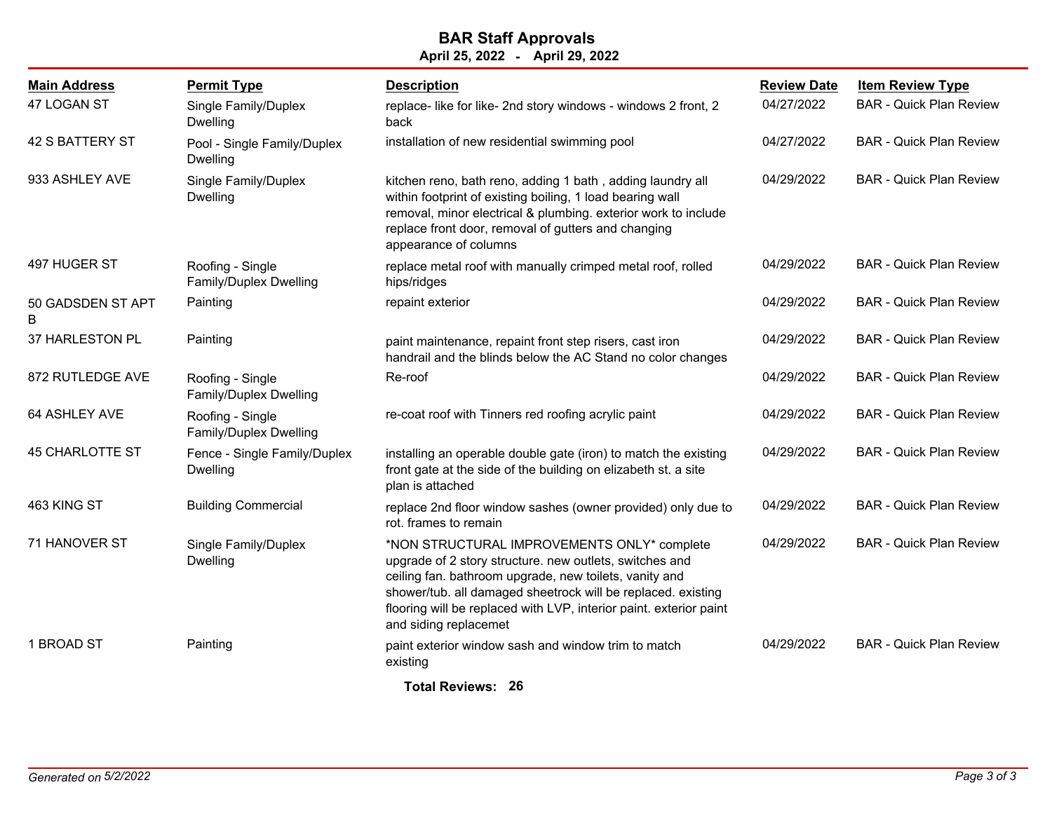# BAR Staff Approvals

**April 25, 2022 - April 29, 2022**

| Main Address | Permit Type | Description | Review Date | Item Review Type |
|---|---|---|---|---|
| 47 LOGAN ST | Single Family/Duplex Dwelling | replace- like for like- 2nd story windows - windows 2 front, 2 back | 04/27/2022 | BAR - Quick Plan Review |
| 42 S BATTERY ST | Pool - Single Family/Duplex Dwelling | installation of new residential swimming pool | 04/27/2022 | BAR - Quick Plan Review |
| 933 ASHLEY AVE | Single Family/Duplex Dwelling | kitchen reno, bath reno, adding 1 bath , adding laundry all within footprint of existing boiling, 1 load bearing wall removal, minor electrical & plumbing. exterior work to include replace front door, removal of gutters and changing appearance of columns | 04/29/2022 | BAR - Quick Plan Review |
| 497 HUGER ST | Roofing - Single Family/Duplex Dwelling | replace metal roof with manually crimped metal roof, rolled hips/ridges | 04/29/2022 | BAR - Quick Plan Review |
| 50 GADSDEN ST APT B | Painting | repaint exterior | 04/29/2022 | BAR - Quick Plan Review |
| 37 HARLESTON PL | Painting | paint maintenance, repaint front step risers, cast iron handrail and the blinds below the AC Stand no color changes | 04/29/2022 | BAR - Quick Plan Review |
| 872 RUTLEDGE AVE | Roofing - Single Family/Duplex Dwelling | Re-roof | 04/29/2022 | BAR - Quick Plan Review |
| 64 ASHLEY AVE | Roofing - Single Family/Duplex Dwelling | re-coat roof with Tinners red roofing acrylic paint | 04/29/2022 | BAR - Quick Plan Review |
| 45 CHARLOTTE ST | Fence - Single Family/Duplex Dwelling | installing an operable double gate (iron) to match the existing front gate at the side of the building on elizabeth st. a site plan is attached | 04/29/2022 | BAR - Quick Plan Review |
| 463 KING ST | Building Commercial | replace 2nd floor window sashes (owner provided) only due to rot. frames to remain | 04/29/2022 | BAR - Quick Plan Review |
| 71 HANOVER ST | Single Family/Duplex Dwelling | *NON STRUCTURAL IMPROVEMENTS ONLY* complete upgrade of 2 story structure. new outlets, switches and ceiling fan. bathroom upgrade, new toilets, vanity and shower/tub. all damaged sheetrock will be replaced. existing flooring will be replaced with LVP, interior paint. exterior paint and siding replacemet | 04/29/2022 | BAR - Quick Plan Review |
| 1 BROAD ST | Painting | paint exterior window sash and window trim to match existing | 04/29/2022 | BAR - Quick Plan Review |

**Total Reviews: 26**

*Generated on 5/2/2022*